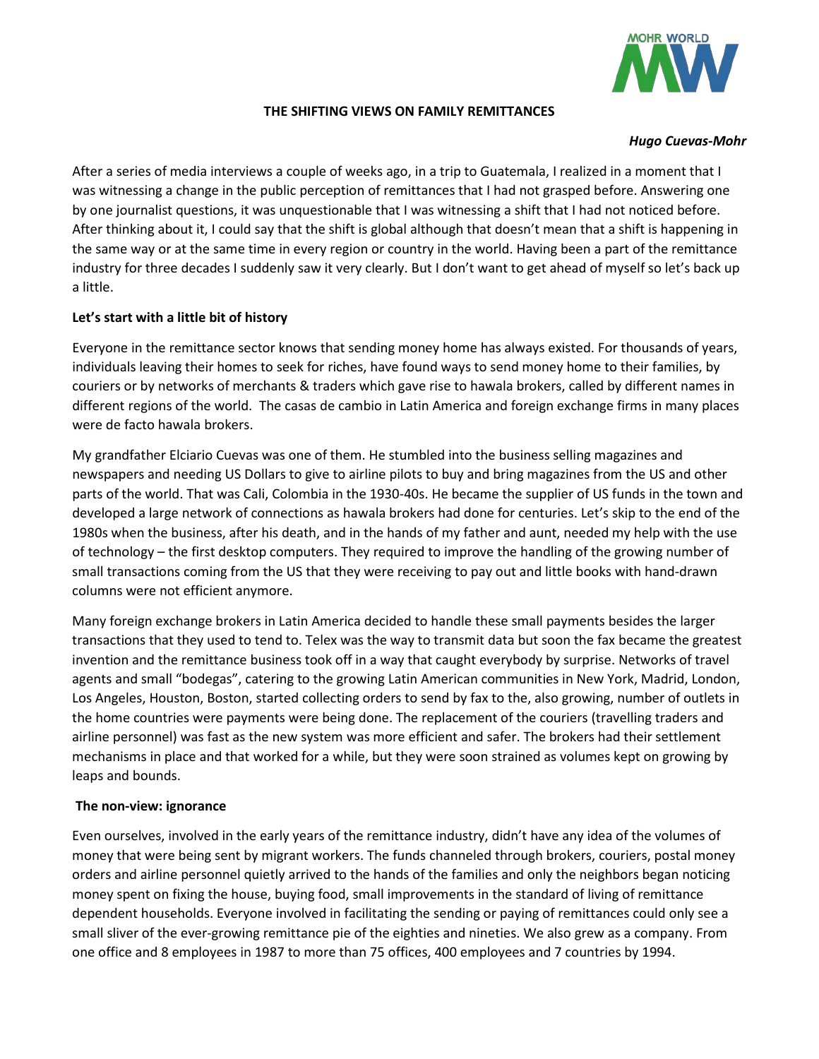# THE SHIFTING VIEWS ON FAMILY REMITTANCES

***Hugo Cuevas-Mohr***

After a series of media interviews a couple of weeks ago, in a trip to Guatemala, I realized in a moment that I was witnessing a change in the public perception of remittances that I had not grasped before. Answering one by one journalist questions, it was unquestionable that I was witnessing a shift that I had not noticed before. After thinking about it, I could say that the shift is global although that doesn't mean that a shift is happening in the same way or at the same time in every region or country in the world. Having been a part of the remittance industry for three decades I suddenly saw it very clearly. But I don't want to get ahead of myself so let's back up a little.

## Let's start with a little bit of history

Everyone in the remittance sector knows that sending money home has always existed. For thousands of years, individuals leaving their homes to seek for riches, have found ways to send money home to their families, by couriers or by networks of merchants & traders which gave rise to hawala brokers, called by different names in different regions of the world. The casas de cambio in Latin America and foreign exchange firms in many places were de facto hawala brokers.

My grandfather Elciario Cuevas was one of them. He stumbled into the business selling magazines and newspapers and needing US Dollars to give to airline pilots to buy and bring magazines from the US and other parts of the world. That was Cali, Colombia in the 1930-40s. He became the supplier of US funds in the town and developed a large network of connections as hawala brokers had done for centuries. Let's skip to the end of the 1980s when the business, after his death, and in the hands of my father and aunt, needed my help with the use of technology – the first desktop computers. They required to improve the handling of the growing number of small transactions coming from the US that they were receiving to pay out and little books with hand-drawn columns were not efficient anymore.

Many foreign exchange brokers in Latin America decided to handle these small payments besides the larger transactions that they used to tend to. Telex was the way to transmit data but soon the fax became the greatest invention and the remittance business took off in a way that caught everybody by surprise. Networks of travel agents and small "bodegas", catering to the growing Latin American communities in New York, Madrid, London, Los Angeles, Houston, Boston, started collecting orders to send by fax to the, also growing, number of outlets in the home countries were payments were being done. The replacement of the couriers (travelling traders and airline personnel) was fast as the new system was more efficient and safer. The brokers had their settlement mechanisms in place and that worked for a while, but they were soon strained as volumes kept on growing by leaps and bounds.

## The non-view: ignorance

Even ourselves, involved in the early years of the remittance industry, didn't have any idea of the volumes of money that were being sent by migrant workers. The funds channeled through brokers, couriers, postal money orders and airline personnel quietly arrived to the hands of the families and only the neighbors began noticing money spent on fixing the house, buying food, small improvements in the standard of living of remittance dependent households. Everyone involved in facilitating the sending or paying of remittances could only see a small sliver of the ever-growing remittance pie of the eighties and nineties. We also grew as a company. From one office and 8 employees in 1987 to more than 75 offices, 400 employees and 7 countries by 1994.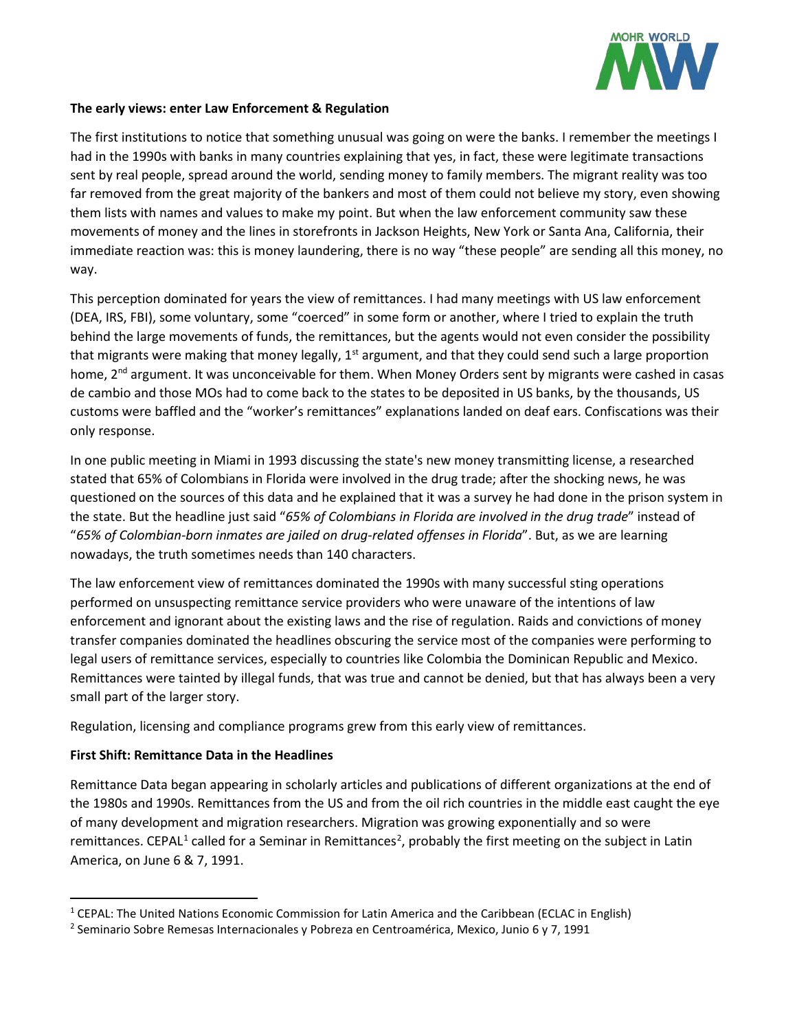**The early views: enter Law Enforcement & Regulation**

The first institutions to notice that something unusual was going on were the banks. I remember the meetings I had in the 1990s with banks in many countries explaining that yes, in fact, these were legitimate transactions sent by real people, spread around the world, sending money to family members. The migrant reality was too far removed from the great majority of the bankers and most of them could not believe my story, even showing them lists with names and values to make my point. But when the law enforcement community saw these movements of money and the lines in storefronts in Jackson Heights, New York or Santa Ana, California, their immediate reaction was: this is money laundering, there is no way "these people" are sending all this money, no way.

This perception dominated for years the view of remittances. I had many meetings with US law enforcement (DEA, IRS, FBI), some voluntary, some "coerced" in some form or another, where I tried to explain the truth behind the large movements of funds, the remittances, but the agents would not even consider the possibility that migrants were making that money legally, 1st argument, and that they could send such a large proportion home, 2nd argument. It was unconceivable for them. When Money Orders sent by migrants were cashed in casas de cambio and those MOs had to come back to the states to be deposited in US banks, by the thousands, US customs were baffled and the "worker's remittances" explanations landed on deaf ears. Confiscations was their only response.

In one public meeting in Miami in 1993 discussing the state's new money transmitting license, a researched stated that 65% of Colombians in Florida were involved in the drug trade; after the shocking news, he was questioned on the sources of this data and he explained that it was a survey he had done in the prison system in the state. But the headline just said "*65% of Colombians in Florida are involved in the drug trade*" instead of "*65% of Colombian-born inmates are jailed on drug-related offenses in Florida*". But, as we are learning nowadays, the truth sometimes needs than 140 characters.

The law enforcement view of remittances dominated the 1990s with many successful sting operations performed on unsuspecting remittance service providers who were unaware of the intentions of law enforcement and ignorant about the existing laws and the rise of regulation. Raids and convictions of money transfer companies dominated the headlines obscuring the service most of the companies were performing to legal users of remittance services, especially to countries like Colombia the Dominican Republic and Mexico. Remittances were tainted by illegal funds, that was true and cannot be denied, but that has always been a very small part of the larger story.

Regulation, licensing and compliance programs grew from this early view of remittances.

**First Shift: Remittance Data in the Headlines**

Remittance Data began appearing in scholarly articles and publications of different organizations at the end of the 1980s and 1990s. Remittances from the US and from the oil rich countries in the middle east caught the eye of many development and migration researchers. Migration was growing exponentially and so were remittances. CEPAL[1] called for a Seminar in Remittances[2], probably the first meeting on the subject in Latin America, on June 6 & 7, 1991.

[1] CEPAL: The United Nations Economic Commission for Latin America and the Caribbean (ECLAC in English)

[2] Seminario Sobre Remesas Internacionales y Pobreza en Centroamérica, Mexico, Junio 6 y 7, 1991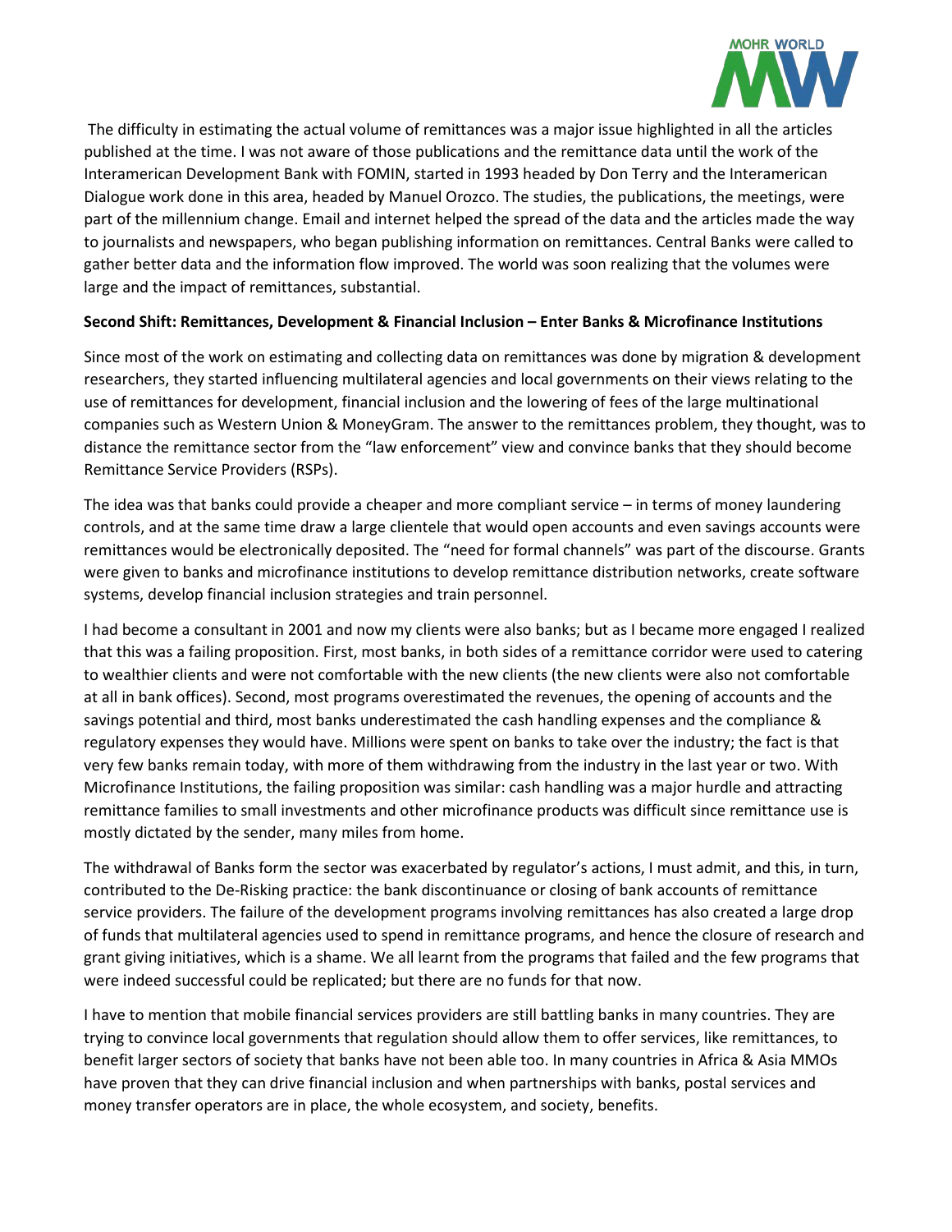The difficulty in estimating the actual volume of remittances was a major issue highlighted in all the articles published at the time. I was not aware of those publications and the remittance data until the work of the Interamerican Development Bank with FOMIN, started in 1993 headed by Don Terry and the Interamerican Dialogue work done in this area, headed by Manuel Orozco. The studies, the publications, the meetings, were part of the millennium change. Email and internet helped the spread of the data and the articles made the way to journalists and newspapers, who began publishing information on remittances. Central Banks were called to gather better data and the information flow improved. The world was soon realizing that the volumes were large and the impact of remittances, substantial.

**Second Shift: Remittances, Development & Financial Inclusion – Enter Banks & Microfinance Institutions**

Since most of the work on estimating and collecting data on remittances was done by migration & development researchers, they started influencing multilateral agencies and local governments on their views relating to the use of remittances for development, financial inclusion and the lowering of fees of the large multinational companies such as Western Union & MoneyGram. The answer to the remittances problem, they thought, was to distance the remittance sector from the "law enforcement" view and convince banks that they should become Remittance Service Providers (RSPs).

The idea was that banks could provide a cheaper and more compliant service – in terms of money laundering controls, and at the same time draw a large clientele that would open accounts and even savings accounts were remittances would be electronically deposited. The "need for formal channels" was part of the discourse. Grants were given to banks and microfinance institutions to develop remittance distribution networks, create software systems, develop financial inclusion strategies and train personnel.

I had become a consultant in 2001 and now my clients were also banks; but as I became more engaged I realized that this was a failing proposition. First, most banks, in both sides of a remittance corridor were used to catering to wealthier clients and were not comfortable with the new clients (the new clients were also not comfortable at all in bank offices). Second, most programs overestimated the revenues, the opening of accounts and the savings potential and third, most banks underestimated the cash handling expenses and the compliance & regulatory expenses they would have. Millions were spent on banks to take over the industry; the fact is that very few banks remain today, with more of them withdrawing from the industry in the last year or two. With Microfinance Institutions, the failing proposition was similar: cash handling was a major hurdle and attracting remittance families to small investments and other microfinance products was difficult since remittance use is mostly dictated by the sender, many miles from home.

The withdrawal of Banks form the sector was exacerbated by regulator's actions, I must admit, and this, in turn, contributed to the De-Risking practice: the bank discontinuance or closing of bank accounts of remittance service providers. The failure of the development programs involving remittances has also created a large drop of funds that multilateral agencies used to spend in remittance programs, and hence the closure of research and grant giving initiatives, which is a shame. We all learnt from the programs that failed and the few programs that were indeed successful could be replicated; but there are no funds for that now.

I have to mention that mobile financial services providers are still battling banks in many countries. They are trying to convince local governments that regulation should allow them to offer services, like remittances, to benefit larger sectors of society that banks have not been able too. In many countries in Africa & Asia MMOs have proven that they can drive financial inclusion and when partnerships with banks, postal services and money transfer operators are in place, the whole ecosystem, and society, benefits.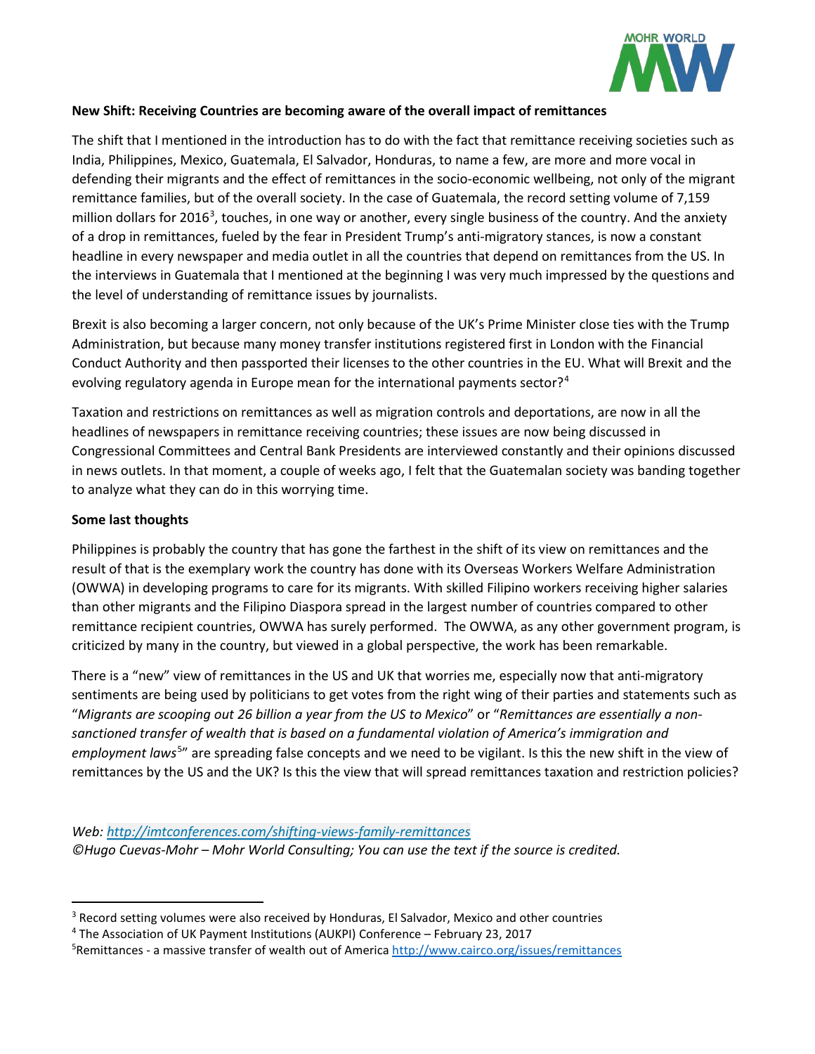**New Shift: Receiving Countries are becoming aware of the overall impact of remittances**

The shift that I mentioned in the introduction has to do with the fact that remittance receiving societies such as India, Philippines, Mexico, Guatemala, El Salvador, Honduras, to name a few, are more and more vocal in defending their migrants and the effect of remittances in the socio-economic wellbeing, not only of the migrant remittance families, but of the overall society. In the case of Guatemala, the record setting volume of 7,159 million dollars for 2016[3], touches, in one way or another, every single business of the country. And the anxiety of a drop in remittances, fueled by the fear in President Trump's anti-migratory stances, is now a constant headline in every newspaper and media outlet in all the countries that depend on remittances from the US. In the interviews in Guatemala that I mentioned at the beginning I was very much impressed by the questions and the level of understanding of remittance issues by journalists.

Brexit is also becoming a larger concern, not only because of the UK's Prime Minister close ties with the Trump Administration, but because many money transfer institutions registered first in London with the Financial Conduct Authority and then passported their licenses to the other countries in the EU. What will Brexit and the evolving regulatory agenda in Europe mean for the international payments sector?[4]

Taxation and restrictions on remittances as well as migration controls and deportations, are now in all the headlines of newspapers in remittance receiving countries; these issues are now being discussed in Congressional Committees and Central Bank Presidents are interviewed constantly and their opinions discussed in news outlets. In that moment, a couple of weeks ago, I felt that the Guatemalan society was banding together to analyze what they can do in this worrying time.

**Some last thoughts**

Philippines is probably the country that has gone the farthest in the shift of its view on remittances and the result of that is the exemplary work the country has done with its Overseas Workers Welfare Administration (OWWA) in developing programs to care for its migrants. With skilled Filipino workers receiving higher salaries than other migrants and the Filipino Diaspora spread in the largest number of countries compared to other remittance recipient countries, OWWA has surely performed. The OWWA, as any other government program, is criticized by many in the country, but viewed in a global perspective, the work has been remarkable.

There is a "new" view of remittances in the US and UK that worries me, especially now that anti-migratory sentiments are being used by politicians to get votes from the right wing of their parties and statements such as "*Migrants are scooping out 26 billion a year from the US to Mexico*" or "*Remittances are essentially a non-sanctioned transfer of wealth that is based on a fundamental violation of America's immigration and employment laws*[5]" are spreading false concepts and we need to be vigilant. Is this the new shift in the view of remittances by the US and the UK? Is this the view that will spread remittances taxation and restriction policies?

*Web: [http://imtconferences.com/shifting-views-family-remittances](http://imtconferences.com/shifting-views-family-remittances)*
*©Hugo Cuevas-Mohr – Mohr World Consulting; You can use the text if the source is credited.*

---

[3] Record setting volumes were also received by Honduras, El Salvador, Mexico and other countries

[4] The Association of UK Payment Institutions (AUKPI) Conference – February 23, 2017

[5] Remittances - a massive transfer of wealth out of America [http://www.cairco.org/issues/remittances](http://www.cairco.org/issues/remittances)